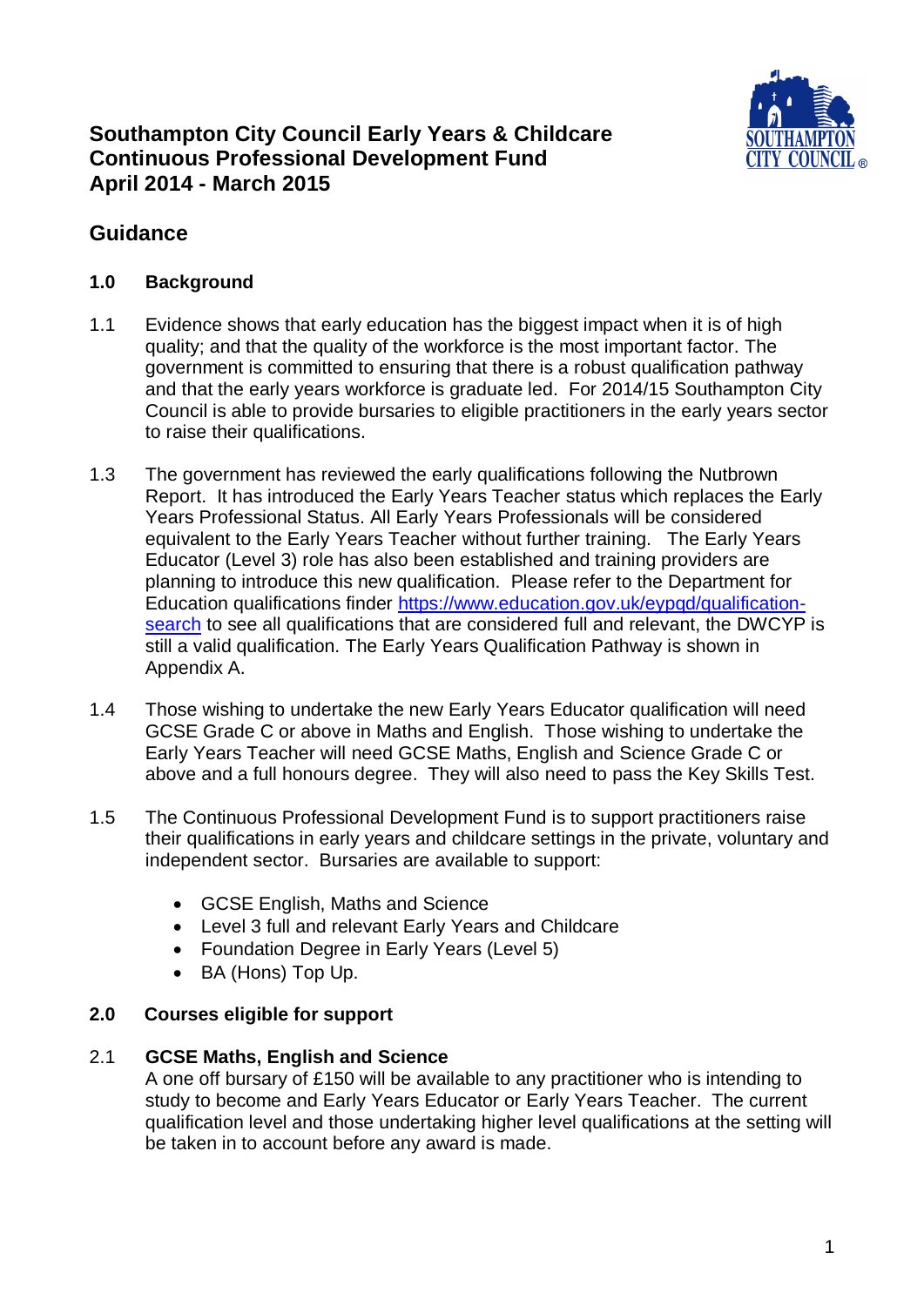# Southampton City Council Early Years & Childcare Continuous Professional Development Fund April 2014 - March 2015

## Guidance

### 1.0 Background

1.1 Evidence shows that early education has the biggest impact when it is of high quality; and that the quality of the workforce is the most important factor. The government is committed to ensuring that there is a robust qualification pathway and that the early years workforce is graduate led. For 2014/15 Southampton City Council is able to provide bursaries to eligible practitioners in the early years sector to raise their qualifications.

1.3 The government has reviewed the early qualifications following the Nutbrown Report. It has introduced the Early Years Teacher status which replaces the Early Years Professional Status. All Early Years Professionals will be considered equivalent to the Early Years Teacher without further training. The Early Years Educator (Level 3) role has also been established and training providers are planning to introduce this new qualification. Please refer to the Department for Education qualifications finder [https://www.education.gov.uk/eypqd/qualification-search](https://www.education.gov.uk/eypqd/qualification-search) to see all qualifications that are considered full and relevant, the DWCYP is still a valid qualification. The Early Years Qualification Pathway is shown in Appendix A.

1.4 Those wishing to undertake the new Early Years Educator qualification will need GCSE Grade C or above in Maths and English. Those wishing to undertake the Early Years Teacher will need GCSE Maths, English and Science Grade C or above and a full honours degree. They will also need to pass the Key Skills Test.

1.5 The Continuous Professional Development Fund is to support practitioners raise their qualifications in early years and childcare settings in the private, voluntary and independent sector. Bursaries are available to support:

- GCSE English, Maths and Science
- Level 3 full and relevant Early Years and Childcare
- Foundation Degree in Early Years (Level 5)
- BA (Hons) Top Up.

### 2.0 Courses eligible for support

2.1 **GCSE Maths, English and Science**
A one off bursary of £150 will be available to any practitioner who is intending to study to become and Early Years Educator or Early Years Teacher. The current qualification level and those undertaking higher level qualifications at the setting will be taken in to account before any award is made.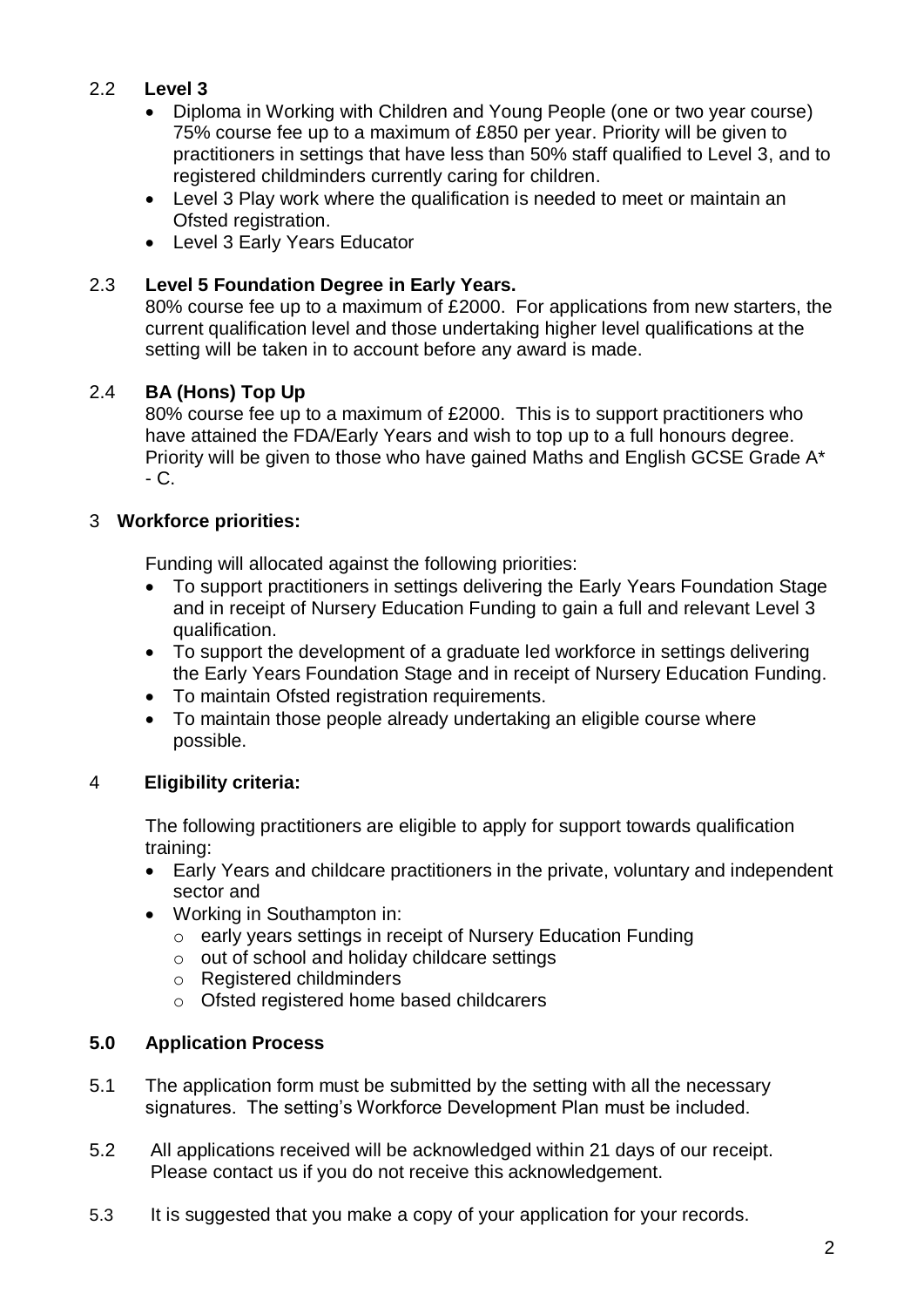### 2.2 Level 3

- Diploma in Working with Children and Young People (one or two year course) 75% course fee up to a maximum of £850 per year. Priority will be given to practitioners in settings that have less than 50% staff qualified to Level 3, and to registered childminders currently caring for children.
- Level 3 Play work where the qualification is needed to meet or maintain an Ofsted registration.
- Level 3 Early Years Educator

### 2.3 Level 5 Foundation Degree in Early Years.

80% course fee up to a maximum of £2000. For applications from new starters, the current qualification level and those undertaking higher level qualifications at the setting will be taken in to account before any award is made.

### 2.4 BA (Hons) Top Up

80% course fee up to a maximum of £2000. This is to support practitioners who have attained the FDA/Early Years and wish to top up to a full honours degree. Priority will be given to those who have gained Maths and English GCSE Grade A* - C.

## 3 Workforce priorities:

Funding will allocated against the following priorities:

- To support practitioners in settings delivering the Early Years Foundation Stage and in receipt of Nursery Education Funding to gain a full and relevant Level 3 qualification.
- To support the development of a graduate led workforce in settings delivering the Early Years Foundation Stage and in receipt of Nursery Education Funding.
- To maintain Ofsted registration requirements.
- To maintain those people already undertaking an eligible course where possible.

## 4 Eligibility criteria:

The following practitioners are eligible to apply for support towards qualification training:

- Early Years and childcare practitioners in the private, voluntary and independent sector and
- Working in Southampton in:
  - early years settings in receipt of Nursery Education Funding
  - out of school and holiday childcare settings
  - Registered childminders
  - Ofsted registered home based childcarers

## 5.0 Application Process

5.1 The application form must be submitted by the setting with all the necessary signatures. The setting's Workforce Development Plan must be included.

5.2 All applications received will be acknowledged within 21 days of our receipt. Please contact us if you do not receive this acknowledgement.

5.3 It is suggested that you make a copy of your application for your records.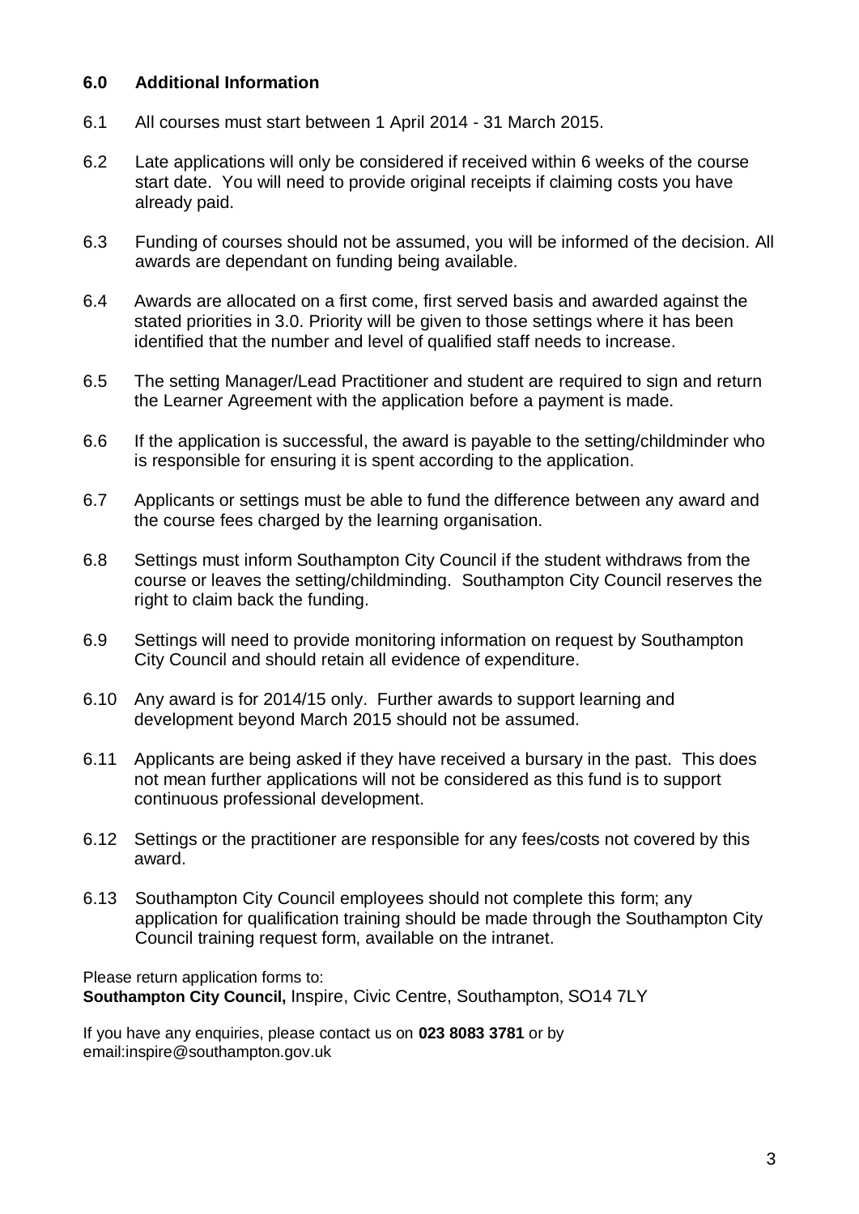## 6.0 Additional Information

6.1 All courses must start between 1 April 2014 - 31 March 2015.

6.2 Late applications will only be considered if received within 6 weeks of the course start date. You will need to provide original receipts if claiming costs you have already paid.

6.3 Funding of courses should not be assumed, you will be informed of the decision. All awards are dependant on funding being available.

6.4 Awards are allocated on a first come, first served basis and awarded against the stated priorities in 3.0. Priority will be given to those settings where it has been identified that the number and level of qualified staff needs to increase.

6.5 The setting Manager/Lead Practitioner and student are required to sign and return the Learner Agreement with the application before a payment is made.

6.6 If the application is successful, the award is payable to the setting/childminder who is responsible for ensuring it is spent according to the application.

6.7 Applicants or settings must be able to fund the difference between any award and the course fees charged by the learning organisation.

6.8 Settings must inform Southampton City Council if the student withdraws from the course or leaves the setting/childminding. Southampton City Council reserves the right to claim back the funding.

6.9 Settings will need to provide monitoring information on request by Southampton City Council and should retain all evidence of expenditure.

6.10 Any award is for 2014/15 only. Further awards to support learning and development beyond March 2015 should not be assumed.

6.11 Applicants are being asked if they have received a bursary in the past. This does not mean further applications will not be considered as this fund is to support continuous professional development.

6.12 Settings or the practitioner are responsible for any fees/costs not covered by this award.

6.13 Southampton City Council employees should not complete this form; any application for qualification training should be made through the Southampton City Council training request form, available on the intranet.

Please return application forms to:
**Southampton City Council,** Inspire, Civic Centre, Southampton, SO14 7LY

If you have any enquiries, please contact us on **023 8083 3781** or by email:inspire@southampton.gov.uk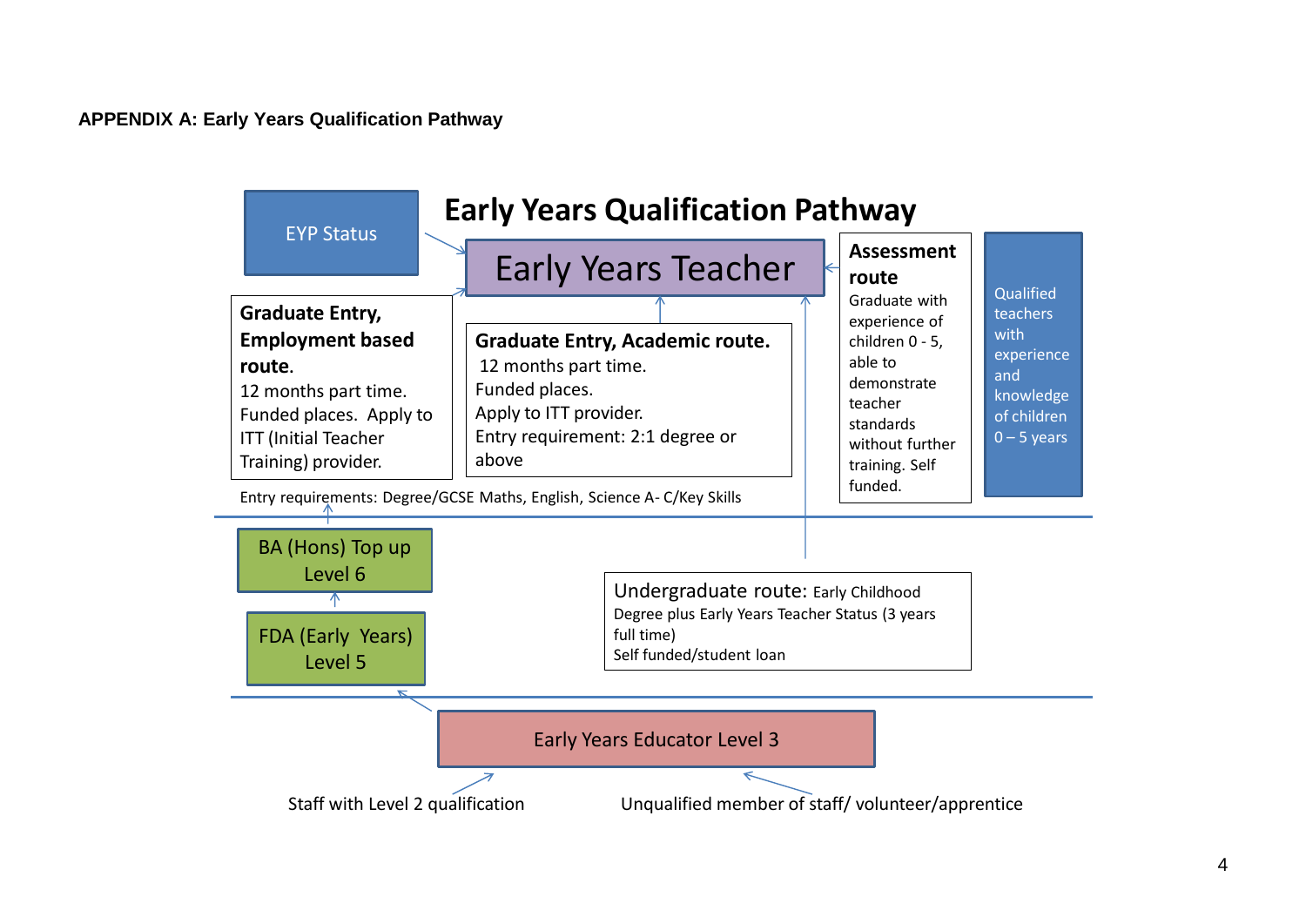**APPENDIX A: Early Years Qualification Pathway**

# Early Years Qualification Pathway

EYP Status

Early Years Teacher

**Graduate Entry, Employment based route.**
12 months part time.
Funded places. Apply to ITT (Initial Teacher Training) provider.

**Graduate Entry, Academic route.**
12 months part time.
Funded places.
Apply to ITT provider.
Entry requirement: 2:1 degree or above

**Assessment route**
Graduate with experience of children 0 - 5, able to demonstrate teacher standards without further training. Self funded.

Qualified teachers with experience and knowledge of children 0 – 5 years

Entry requirements: Degree/GCSE Maths, English, Science A- C/Key Skills

BA (Hons) Top up Level 6

FDA (Early Years) Level 5

Undergraduate route: Early Childhood Degree plus Early Years Teacher Status (3 years full time)
Self funded/student loan

Early Years Educator Level 3

Staff with Level 2 qualification

Unqualified member of staff/ volunteer/apprentice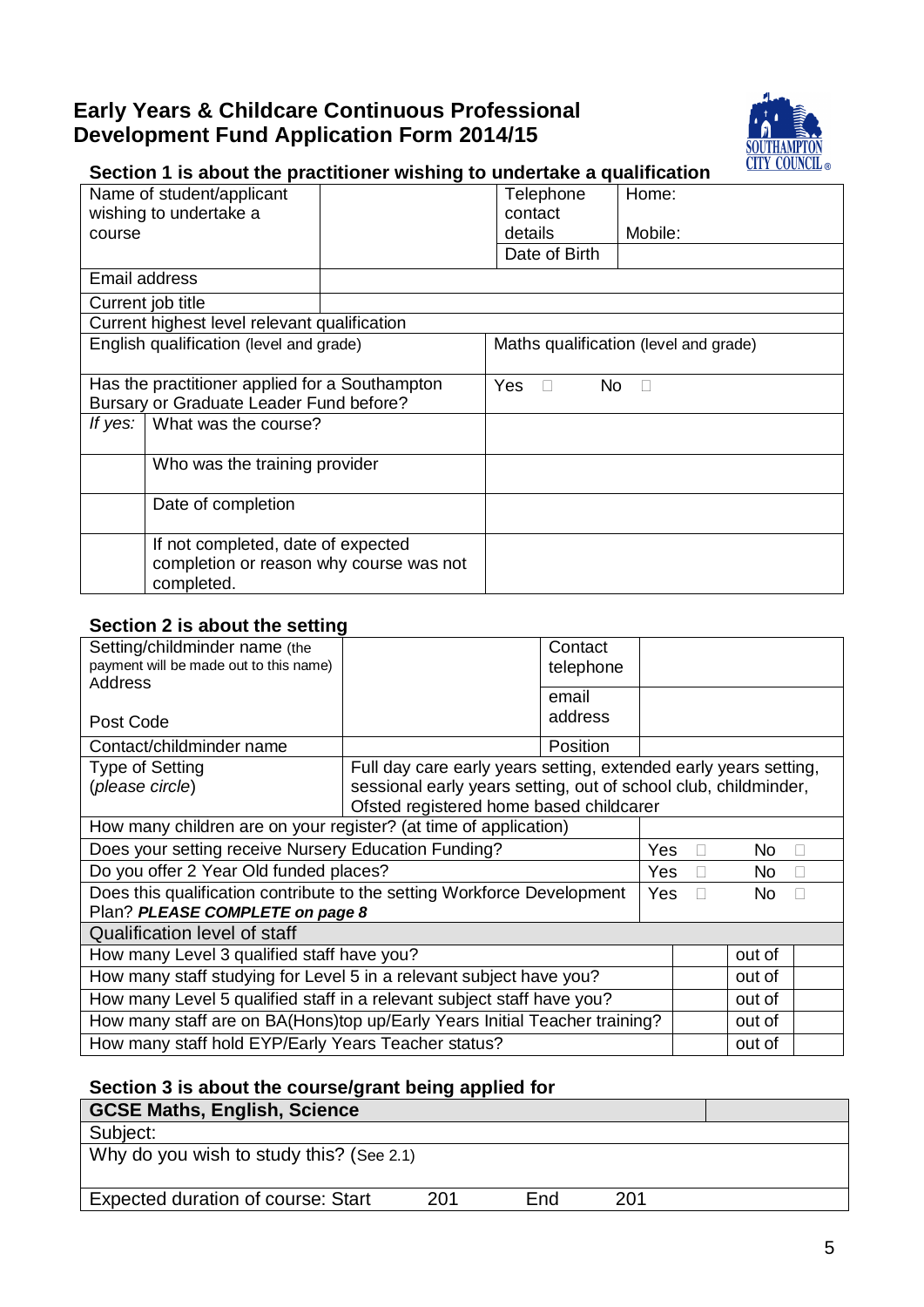# Early Years & Childcare Continuous Professional Development Fund Application Form 2014/15

## Section 1 is about the practitioner wishing to undertake a qualification

| Name of student/applicant wishing to undertake a course | | Telephone contact details | Home: Mobile: |
|---|---|---|---|
| | | Date of Birth | |
| Email address | | | |
| Current job title | | | |
| Current highest level relevant qualification | | | |
| English qualification (level and grade) | | Maths qualification (level and grade) | |
| Has the practitioner applied for a Southampton Bursary or Graduate Leader Fund before? | | Yes ☐ No ☐ | |
| *If yes:* | What was the course? | | |
| | Who was the training provider | | |
| | Date of completion | | |
| | If not completed, date of expected completion or reason why course was not completed. | | |

## Section 2 is about the setting

| Setting/childminder name (the payment will be made out to this name) Address Post Code | | Contact telephone | |
|---|---|---|---|
| | | email address | |
| Contact/childminder name | | Position | |
| Type of Setting (*please circle*) | Full day care early years setting, extended early years setting, sessional early years setting, out of school club, childminder, Ofsted registered home based childcarer | | |
| How many children are on your register? (at time of application) | | | |
| Does your setting receive Nursery Education Funding? | | | Yes ☐ No ☐ |
| Do you offer 2 Year Old funded places? | | | Yes ☐ No ☐ |
| Does this qualification contribute to the setting Workforce Development Plan? ***PLEASE COMPLETE on page 8*** | | | Yes ☐ No ☐ |

| Qualification level of staff | | | |
|---|---|---|---|
| How many Level 3 qualified staff have you? | | out of | |
| How many staff studying for Level 5 in a relevant subject have you? | | out of | |
| How many Level 5 qualified staff in a relevant subject staff have you? | | out of | |
| How many staff are on BA(Hons)top up/Early Years Initial Teacher training? | | out of | |
| How many staff hold EYP/Early Years Teacher status? | | out of | |

## Section 3 is about the course/grant being applied for

| **GCSE Maths, English, Science** | |
|---|---|
| Subject: | |
| Why do you wish to study this? (See 2.1) | |
| Expected duration of course: Start 201 End 201 | |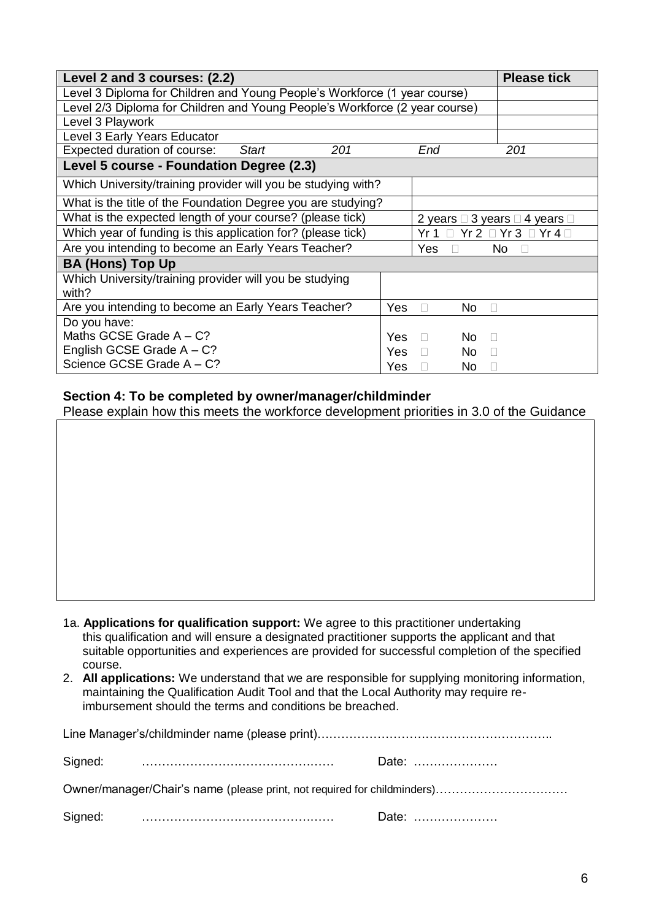| Level 2 and 3 courses: (2.2) | | | | Please tick |
|---|---|---|---|---|
| Level 3 Diploma for Children and Young People's Workforce (1 year course) | | | | |
| Level 2/3 Diploma for Children and Young People's Workforce (2 year course) | | | | |
| Level 3 Playwork | | | | |
| Level 3 Early Years Educator | | | | |
| Expected duration of course: *Start* | *201* | | *End* | *201* |
| **Level 5 course - Foundation Degree (2.3)** | | | | |
| Which University/training provider will you be studying with? | | | | |
| What is the title of the Foundation Degree you are studying? | | | | |
| What is the expected length of your course? (please tick) | | | 2 years ☐ 3 years ☐ 4 years ☐ | |
| Which year of funding is this application for? (please tick) | | | Yr 1 ☐ Yr 2 ☐ Yr 3 ☐ Yr 4 ☐ | |
| Are you intending to become an Early Years Teacher? | | | Yes ☐ No ☐ | |
| **BA (Hons) Top Up** | | | | |
| Which University/training provider will you be studying with? | | | | |
| Are you intending to become an Early Years Teacher? | Yes ☐ No ☐ | | | |
| Do you have:<br>Maths GCSE Grade A – C?<br>English GCSE Grade A – C?<br>Science GCSE Grade A – C? | Yes ☐ No ☐<br>Yes ☐ No ☐<br>Yes ☐ No ☐ | | | |

**Section 4: To be completed by owner/manager/childminder**

Please explain how this meets the workforce development priorities in 3.0 of the Guidance

| |
|---|
| |

1a. **Applications for qualification support:** We agree to this practitioner undertaking this qualification and will ensure a designated practitioner supports the applicant and that suitable opportunities and experiences are provided for successful completion of the specified course.

2. **All applications:** We understand that we are responsible for supplying monitoring information, maintaining the Qualification Audit Tool and that the Local Authority may require re-imbursement should the terms and conditions be breached.

Line Manager's/childminder name (please print)…………………………………………………..

Signed: ………………………………………… Date: …………………

Owner/manager/Chair's name (please print, not required for childminders)……………………………

Signed: ………………………………………… Date: …………………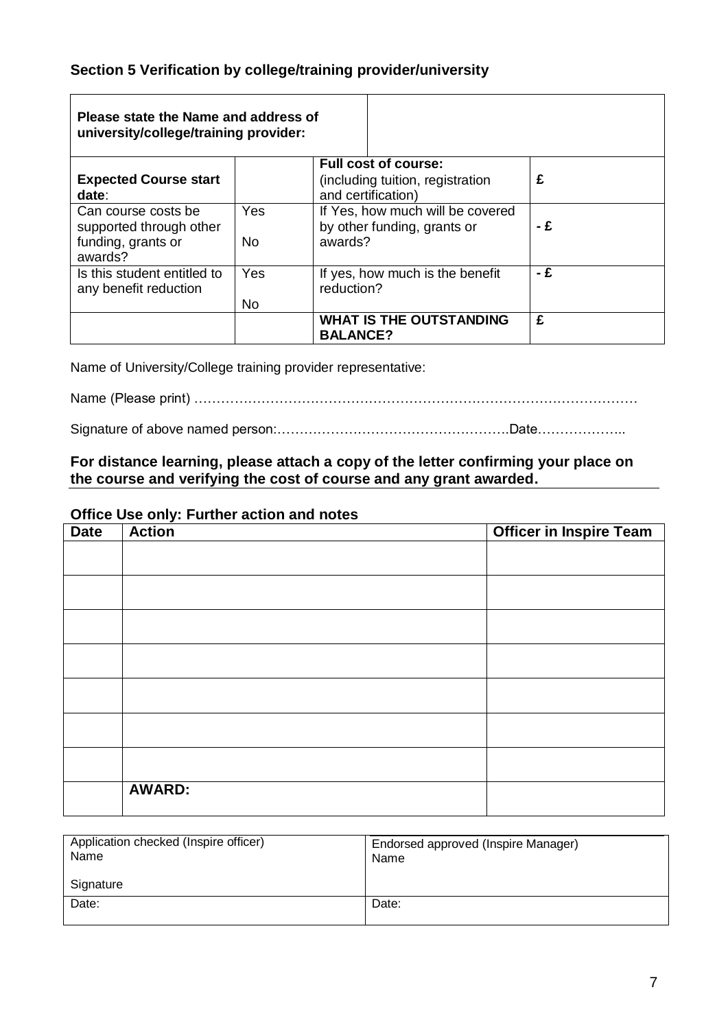## Section 5 Verification by college/training provider/university

| **Please state the Name and address of university/college/training provider:** | | | |
|---|---|---|---|
| **Expected Course start date**: | | **Full cost of course:** (including tuition, registration and certification) | **£** |
| Can course costs be supported through other funding, grants or awards? | Yes<br>No | If Yes, how much will be covered by other funding, grants or awards? | **- £** |
| Is this student entitled to any benefit reduction | Yes<br>No | If yes, how much is the benefit reduction? | **- £** |
| | | **WHAT IS THE OUTSTANDING BALANCE?** | **£** |

Name of University/College training provider representative:

Name (Please print) ……………………………………………………………………………………

Signature of above named person:…………………………………………….Date………………..

**For distance learning, please attach a copy of the letter confirming your place on the course and verifying the cost of course and any grant awarded.**

**Office Use only: Further action and notes**

| Date | Action | Officer in Inspire Team |
|---|---|---|
| | | |
| | | |
| | | |
| | | |
| | | |
| | | |
| | | |
| | **AWARD:** | |

| Application checked (Inspire officer)<br>Name<br><br>Signature | Endorsed approved (Inspire Manager)<br>Name |
|---|---|
| Date: | Date: |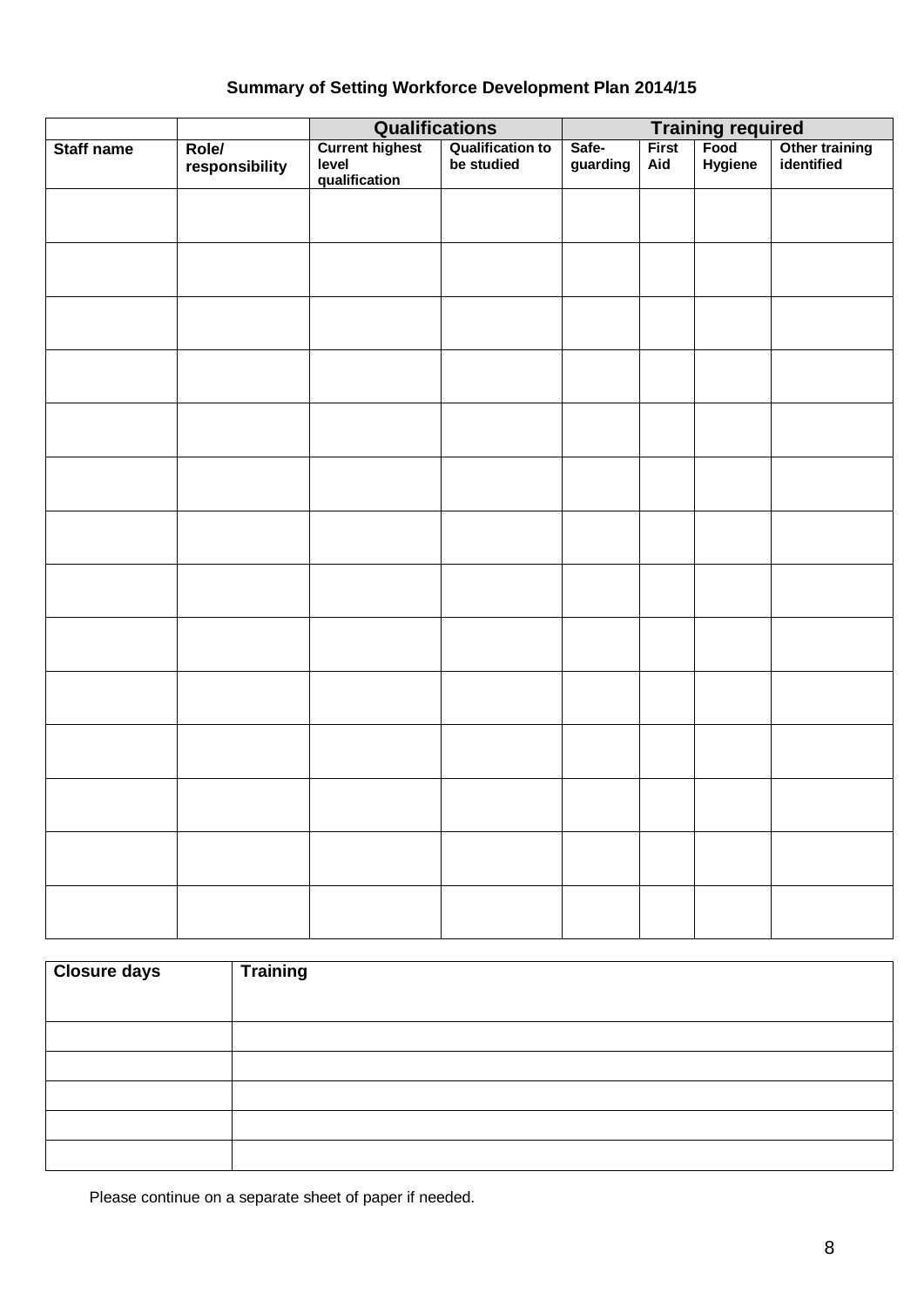**Summary of Setting Workforce Development Plan 2014/15**

| | | Qualifications | | Training required | | | |
|---|---|---|---|---|---|---|---|
| **Staff name** | **Role/ responsibility** | **Current highest level qualification** | **Qualification to be studied** | **Safe-guarding** | **First Aid** | **Food Hygiene** | **Other training identified** |
| | | | | | | | |
| | | | | | | | |
| | | | | | | | |
| | | | | | | | |
| | | | | | | | |
| | | | | | | | |
| | | | | | | | |
| | | | | | | | |
| | | | | | | | |
| | | | | | | | |
| | | | | | | | |
| | | | | | | | |
| | | | | | | | |
| | | | | | | | |

| **Closure days** | **Training** |
|---|---|
| | |
| | |
| | |
| | |
| | |

Please continue on a separate sheet of paper if needed.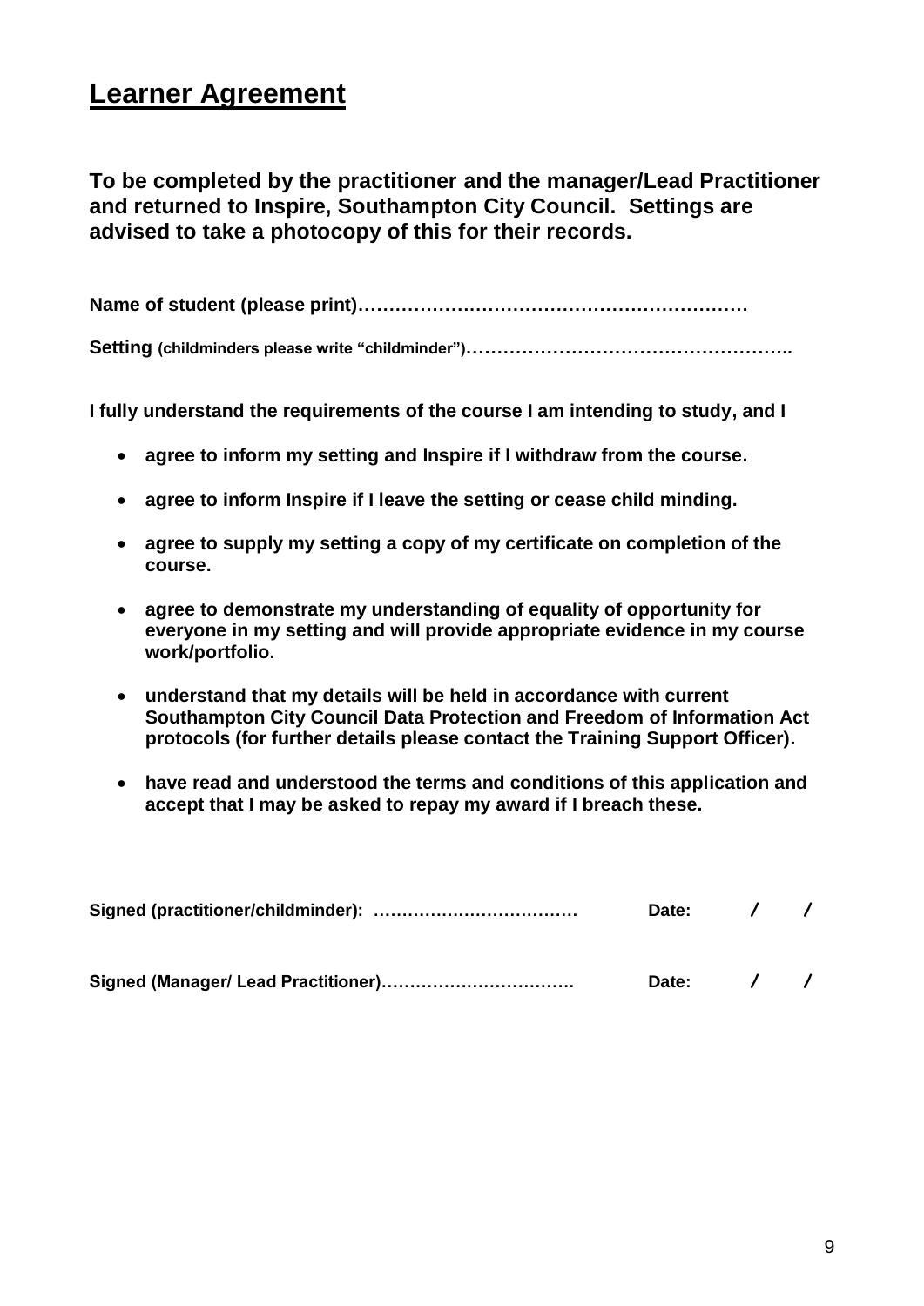# Learner Agreement

**To be completed by the practitioner and the manager/Lead Practitioner and returned to Inspire, Southampton City Council. Settings are advised to take a photocopy of this for their records.**

**Name of student (please print)……………………………………………………**

**Setting (childminders please write "childminder")……………………………………………..**

**I fully understand the requirements of the course I am intending to study, and I**

- **agree to inform my setting and Inspire if I withdraw from the course.**
- **agree to inform Inspire if I leave the setting or cease child minding.**
- **agree to supply my setting a copy of my certificate on completion of the course.**
- **agree to demonstrate my understanding of equality of opportunity for everyone in my setting and will provide appropriate evidence in my course work/portfolio.**
- **understand that my details will be held in accordance with current Southampton City Council Data Protection and Freedom of Information Act protocols (for further details please contact the Training Support Officer).**
- **have read and understood the terms and conditions of this application and accept that I may be asked to repay my award if I breach these.**

**Signed (practitioner/childminder): ……………………………… Date: / /**

**Signed (Manager/ Lead Practitioner)……………………………. Date: / /**